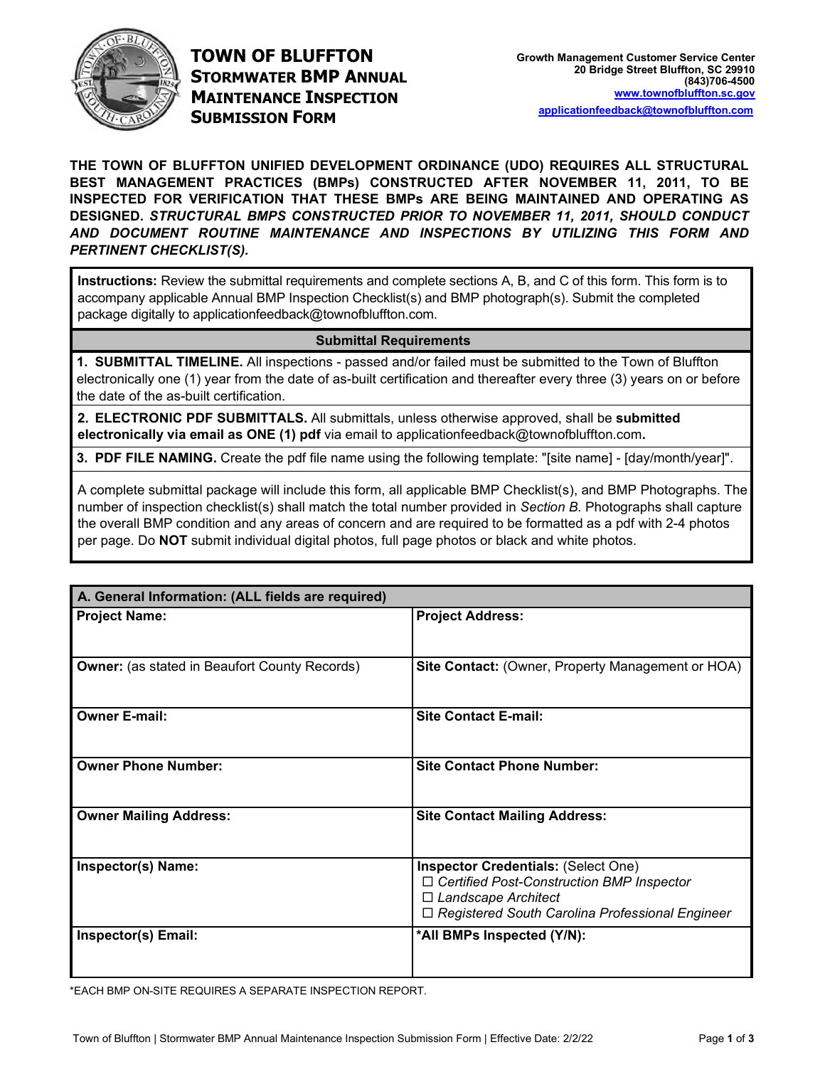# TOWN OF BLUFFTON
## STORMWATER BMP ANNUAL MAINTENANCE INSPECTION SUBMISSION FORM

**Growth Management Customer Service Center**
**20 Bridge Street Bluffton, SC 29910**
**(843)706-4500**
**www.townofbluffton.sc.gov**
**applicationfeedback@townofbluffton.com**

**THE TOWN OF BLUFFTON UNIFIED DEVELOPMENT ORDINANCE (UDO) REQUIRES ALL STRUCTURAL BEST MANAGEMENT PRACTICES (BMPs) CONSTRUCTED AFTER NOVEMBER 11, 2011, TO BE INSPECTED FOR VERIFICATION THAT THESE BMPs ARE BEING MAINTAINED AND OPERATING AS DESIGNED.** ***STRUCTURAL BMPS CONSTRUCTED PRIOR TO NOVEMBER 11, 2011, SHOULD CONDUCT AND DOCUMENT ROUTINE MAINTENANCE AND INSPECTIONS BY UTILIZING THIS FORM AND PERTINENT CHECKLIST(S).***

**Instructions:** Review the submittal requirements and complete sections A, B, and C of this form. This form is to accompany applicable Annual BMP Inspection Checklist(s) and BMP photograph(s). Submit the completed package digitally to applicationfeedback@townofbluffton.com.

### Submittal Requirements

**1. SUBMITTAL TIMELINE.** All inspections - passed and/or failed must be submitted to the Town of Bluffton electronically one (1) year from the date of as-built certification and thereafter every three (3) years on or before the date of the as-built certification.

**2. ELECTRONIC PDF SUBMITTALS.** All submittals, unless otherwise approved, shall be **submitted electronically via email as ONE (1) pdf** via email to applicationfeedback@townofbluffton.com**.**

**3. PDF FILE NAMING.** Create the pdf file name using the following template: "[site name] - [day/month/year]".

A complete submittal package will include this form, all applicable BMP Checklist(s), and BMP Photographs. The number of inspection checklist(s) shall match the total number provided in *Section B.* Photographs shall capture the overall BMP condition and any areas of concern and are required to be formatted as a pdf with 2-4 photos per page. Do **NOT** submit individual digital photos, full page photos or black and white photos.

| **A. General Information: (ALL fields are required)** | |
|---|---|
| **Project Name:** | **Project Address:** |
| **Owner:** (as stated in Beaufort County Records) | **Site Contact:** (Owner, Property Management or HOA) |
| **Owner E-mail:** | **Site Contact E-mail:** |
| **Owner Phone Number:** | **Site Contact Phone Number:** |
| **Owner Mailing Address:** | **Site Contact Mailing Address:** |
| **Inspector(s) Name:** | **Inspector Credentials:** (Select One)<br>☐ *Certified Post-Construction BMP Inspector*<br>☐ *Landscape Architect*<br>☐ *Registered South Carolina Professional Engineer* |
| **Inspector(s) Email:** | **\*All BMPs Inspected (Y/N):** |

*EACH BMP ON-SITE REQUIRES A SEPARATE INSPECTION REPORT.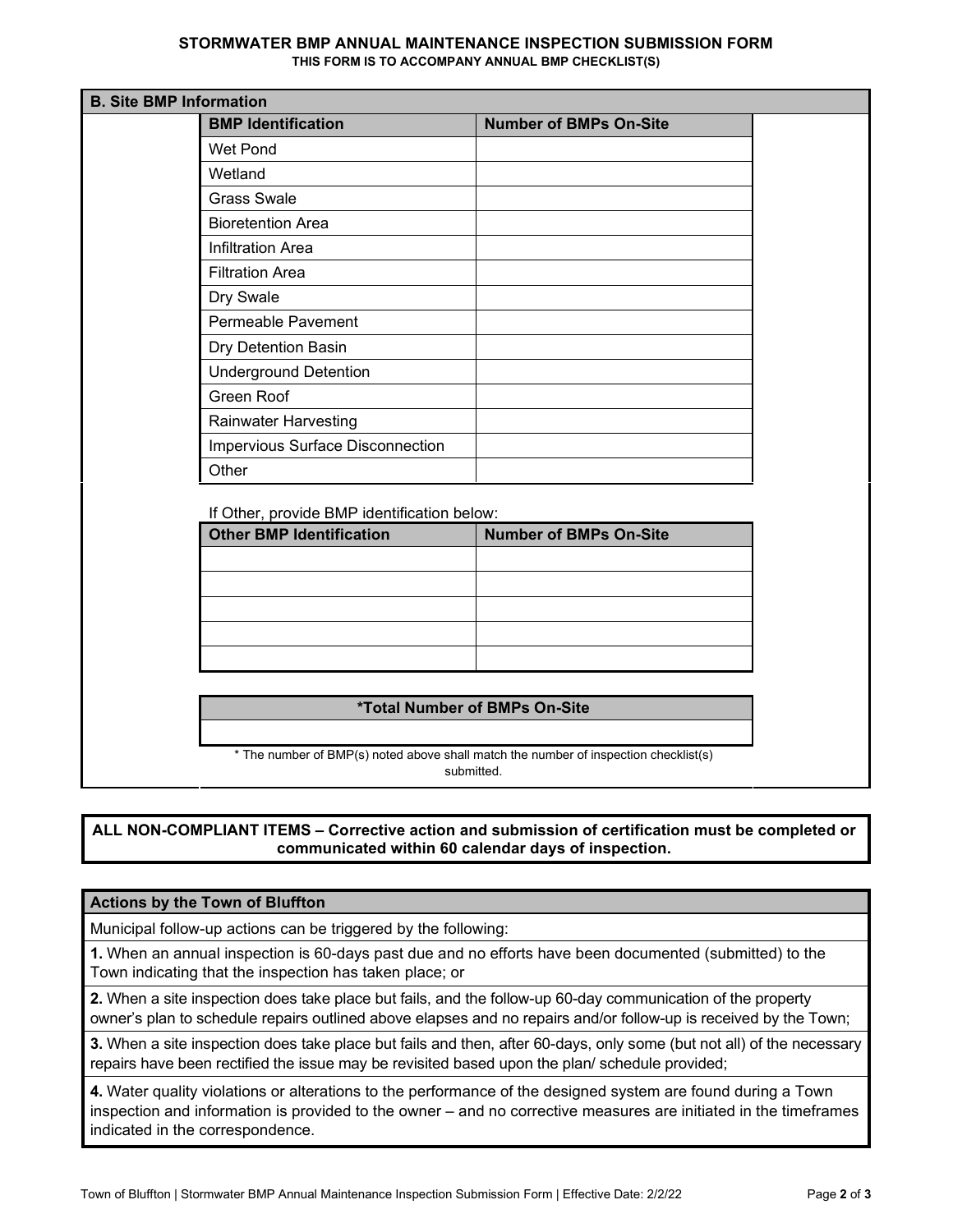**STORMWATER BMP ANNUAL MAINTENANCE INSPECTION SUBMISSION FORM**
**THIS FORM IS TO ACCOMPANY ANNUAL BMP CHECKLIST(S)**

**B. Site BMP Information**

| BMP Identification | Number of BMPs On-Site |
|---|---|
| Wet Pond | |
| Wetland | |
| Grass Swale | |
| Bioretention Area | |
| Infiltration Area | |
| Filtration Area | |
| Dry Swale | |
| Permeable Pavement | |
| Dry Detention Basin | |
| Underground Detention | |
| Green Roof | |
| Rainwater Harvesting | |
| Impervious Surface Disconnection | |
| Other | |

If Other, provide BMP identification below:

| Other BMP Identification | Number of BMPs On-Site |
|---|---|
| | |
| | |
| | |
| | |
| | |

| *Total Number of BMPs On-Site |
|---|
| |

* The number of BMP(s) noted above shall match the number of inspection checklist(s) submitted.

**ALL NON-COMPLIANT ITEMS – Corrective action and submission of certification must be completed or communicated within 60 calendar days of inspection.**

**Actions by the Town of Bluffton**

Municipal follow-up actions can be triggered by the following:

**1.** When an annual inspection is 60-days past due and no efforts have been documented (submitted) to the Town indicating that the inspection has taken place; or

**2.** When a site inspection does take place but fails, and the follow-up 60-day communication of the property owner's plan to schedule repairs outlined above elapses and no repairs and/or follow-up is received by the Town;

**3.** When a site inspection does take place but fails and then, after 60-days, only some (but not all) of the necessary repairs have been rectified the issue may be revisited based upon the plan/ schedule provided;

**4.** Water quality violations or alterations to the performance of the designed system are found during a Town inspection and information is provided to the owner – and no corrective measures are initiated in the timeframes indicated in the correspondence.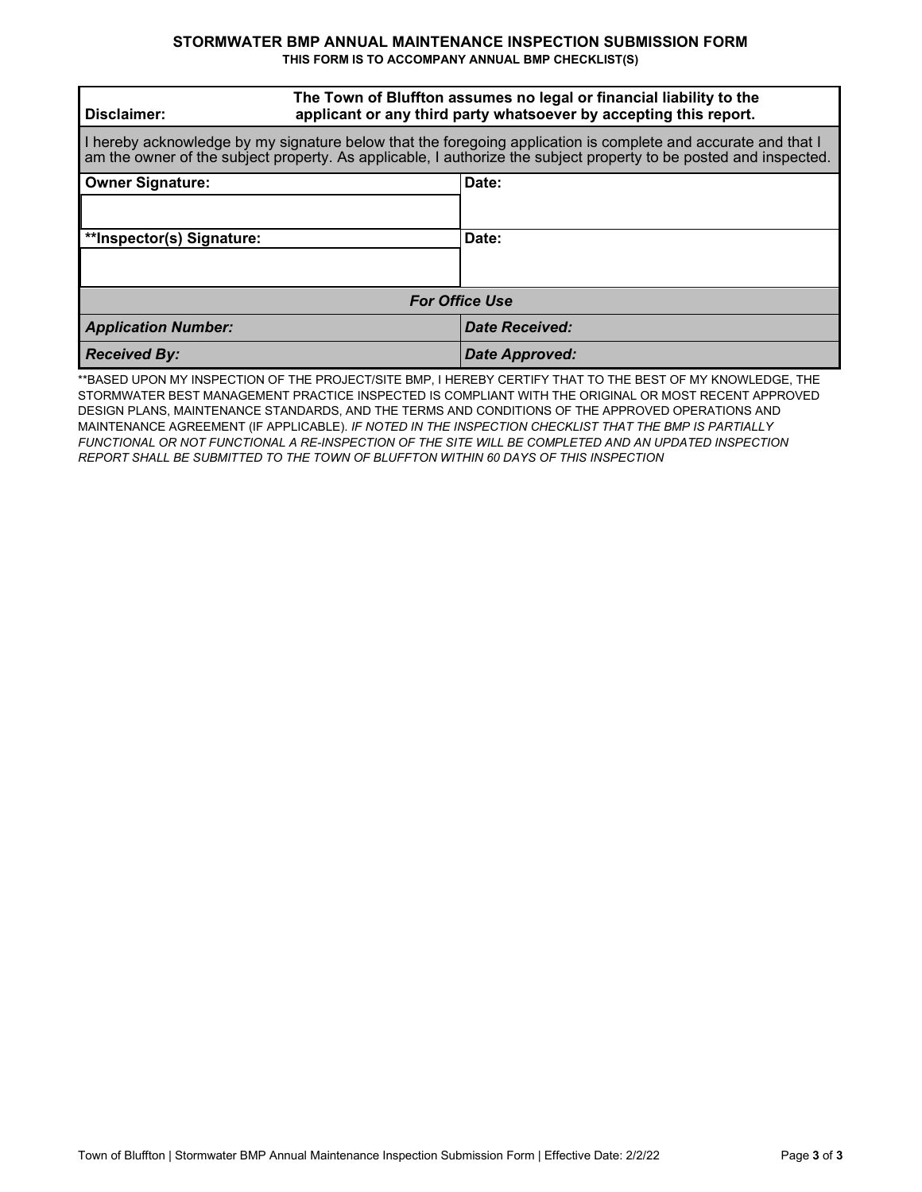## STORMWATER BMP ANNUAL MAINTENANCE INSPECTION SUBMISSION FORM

**THIS FORM IS TO ACCOMPANY ANNUAL BMP CHECKLIST(S)**

| | |
|---|---|
| **Disclaimer:** | **The Town of Bluffton assumes no legal or financial liability to the applicant or any third party whatsoever by accepting this report.** |
| I hereby acknowledge by my signature below that the foregoing application is complete and accurate and that I am the owner of the subject property. As applicable, I authorize the subject property to be posted and inspected. | |
| **Owner Signature:** | **Date:** |
| **\*\*Inspector(s) Signature:** | **Date:** |
| ***For Office Use*** | |
| ***Application Number:*** | ***Date Received:*** |
| ***Received By:*** | ***Date Approved:*** |

**BASED UPON MY INSPECTION OF THE PROJECT/SITE BMP, I HEREBY CERTIFY THAT TO THE BEST OF MY KNOWLEDGE, THE STORMWATER BEST MANAGEMENT PRACTICE INSPECTED IS COMPLIANT WITH THE ORIGINAL OR MOST RECENT APPROVED DESIGN PLANS, MAINTENANCE STANDARDS, AND THE TERMS AND CONDITIONS OF THE APPROVED OPERATIONS AND MAINTENANCE AGREEMENT (IF APPLICABLE). *IF NOTED IN THE INSPECTION CHECKLIST THAT THE BMP IS PARTIALLY FUNCTIONAL OR NOT FUNCTIONAL A RE-INSPECTION OF THE SITE WILL BE COMPLETED AND AN UPDATED INSPECTION REPORT SHALL BE SUBMITTED TO THE TOWN OF BLUFFTON WITHIN 60 DAYS OF THIS INSPECTION*